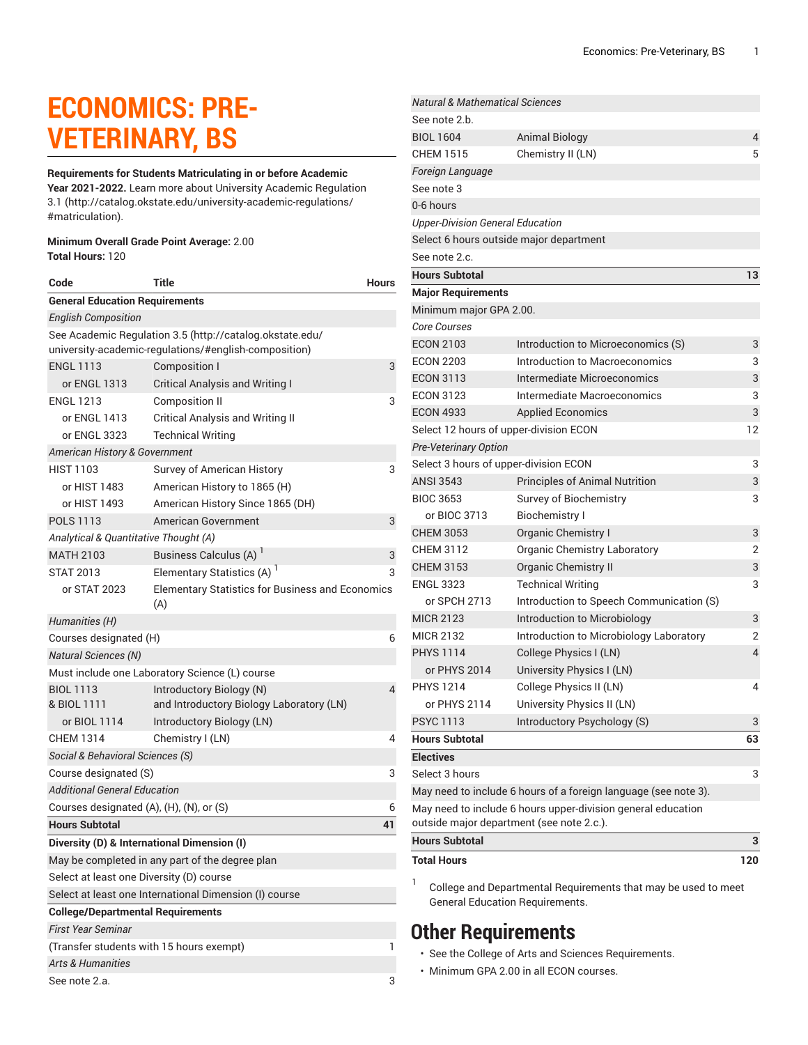# ECONOMICS: PRE-VETERINARY, BS

**Requirements for Students Matriculating in or before Academic Year 2021-2022.** Learn more about University Academic Regulation 3.1 (http://catalog.okstate.edu/university-academic-regulations/#matriculation).

**Minimum Overall Grade Point Average:** 2.00
**Total Hours:** 120

| Code | Title | Hours |
|---|---|---|
| **General Education Requirements** | | |
| *English Composition* | | |
| See Academic Regulation 3.5 (http://catalog.okstate.edu/university-academic-regulations/#english-composition) | | |
| ENGL 1113 | Composition I | 3 |
| or ENGL 1313 | Critical Analysis and Writing I | |
| ENGL 1213 | Composition II | 3 |
| or ENGL 1413 | Critical Analysis and Writing II | |
| or ENGL 3323 | Technical Writing | |
| *American History & Government* | | |
| HIST 1103 | Survey of American History | 3 |
| or HIST 1483 | American History to 1865 (H) | |
| or HIST 1493 | American History Since 1865 (DH) | |
| POLS 1113 | American Government | 3 |
| *Analytical & Quantitative Thought (A)* | | |
| MATH 2103 | Business Calculus (A) [1] | 3 |
| STAT 2013 | Elementary Statistics (A) [1] | 3 |
| or STAT 2023 | Elementary Statistics for Business and Economics (A) | |
| *Humanities (H)* | | |
| Courses designated (H) | | 6 |
| *Natural Sciences (N)* | | |
| Must include one Laboratory Science (L) course | | |
| BIOL 1113 & BIOL 1111 | Introductory Biology (N) and Introductory Biology Laboratory (LN) | 4 |
| or BIOL 1114 | Introductory Biology (LN) | |
| CHEM 1314 | Chemistry I (LN) | 4 |
| *Social & Behavioral Sciences (S)* | | |
| Course designated (S) | | 3 |
| *Additional General Education* | | |
| Courses designated (A), (H), (N), or (S) | | 6 |
| **Hours Subtotal** | | **41** |
| **Diversity (D) & International Dimension (I)** | | |
| May be completed in any part of the degree plan | | |
| Select at least one Diversity (D) course | | |
| Select at least one International Dimension (I) course | | |
| **College/Departmental Requirements** | | |
| *First Year Seminar* | | |
| (Transfer students with 15 hours exempt) | | 1 |
| *Arts & Humanities* | | |
| See note 2.a. | | 3 |
| *Natural & Mathematical Sciences* | | |
| See note 2.b. | | |
| BIOL 1604 | Animal Biology | 4 |
| CHEM 1515 | Chemistry II (LN) | 5 |
| *Foreign Language* | | |
| See note 3 | | |
| 0-6 hours | | |
| *Upper-Division General Education* | | |
| Select 6 hours outside major department | | |
| See note 2.c. | | |
| **Hours Subtotal** | | **13** |
| **Major Requirements** | | |
| Minimum major GPA 2.00. | | |
| *Core Courses* | | |
| ECON 2103 | Introduction to Microeconomics (S) | 3 |
| ECON 2203 | Introduction to Macroeconomics | 3 |
| ECON 3113 | Intermediate Microeconomics | 3 |
| ECON 3123 | Intermediate Macroeconomics | 3 |
| ECON 4933 | Applied Economics | 3 |
| Select 12 hours of upper-division ECON | | 12 |
| *Pre-Veterinary Option* | | |
| Select 3 hours of upper-division ECON | | 3 |
| ANSI 3543 | Principles of Animal Nutrition | 3 |
| BIOC 3653 | Survey of Biochemistry | 3 |
| or BIOC 3713 | Biochemistry I | |
| CHEM 3053 | Organic Chemistry I | 3 |
| CHEM 3112 | Organic Chemistry Laboratory | 2 |
| CHEM 3153 | Organic Chemistry II | 3 |
| ENGL 3323 | Technical Writing | 3 |
| or SPCH 2713 | Introduction to Speech Communication (S) | |
| MICR 2123 | Introduction to Microbiology | 3 |
| MICR 2132 | Introduction to Microbiology Laboratory | 2 |
| PHYS 1114 | College Physics I (LN) | 4 |
| or PHYS 2014 | University Physics I (LN) | |
| PHYS 1214 | College Physics II (LN) | 4 |
| or PHYS 2114 | University Physics II (LN) | |
| PSYC 1113 | Introductory Psychology (S) | 3 |
| **Hours Subtotal** | | **63** |
| **Electives** | | |
| Select 3 hours | | 3 |
| May need to include 6 hours of a foreign language (see note 3). | | |
| May need to include 6 hours upper-division general education outside major department (see note 2.c.). | | |
| **Hours Subtotal** | | **3** |
| **Total Hours** | | **120** |

[1] College and Departmental Requirements that may be used to meet General Education Requirements.

## Other Requirements

- See the College of Arts and Sciences Requirements.
- Minimum GPA 2.00 in all ECON courses.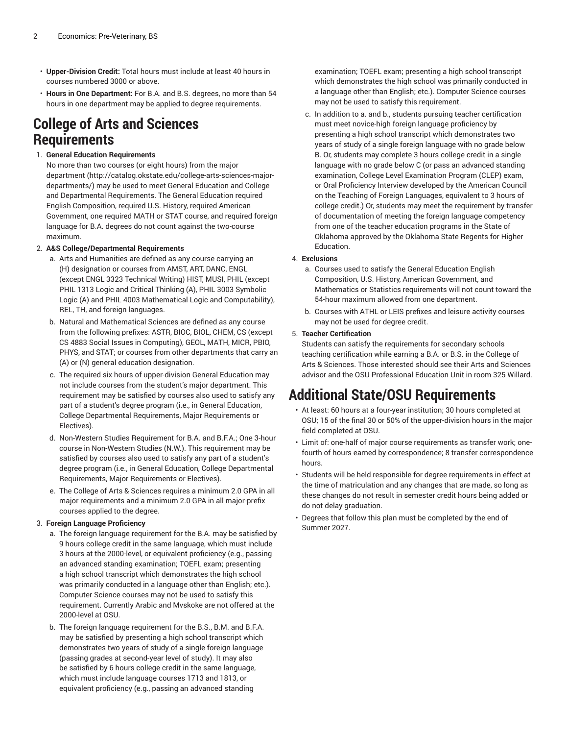- **Upper-Division Credit:** Total hours must include at least 40 hours in courses numbered 3000 or above.
- **Hours in One Department:** For B.A. and B.S. degrees, no more than 54 hours in one department may be applied to degree requirements.

## College of Arts and Sciences Requirements

1. **General Education Requirements**
   No more than two courses (or eight hours) from the major department (http://catalog.okstate.edu/college-arts-sciences-major-departments/) may be used to meet General Education and College and Departmental Requirements. The General Education required English Composition, required U.S. History, required American Government, one required MATH or STAT course, and required foreign language for B.A. degrees do not count against the two-course maximum.
2. **A&S College/Departmental Requirements**
   a. Arts and Humanities are defined as any course carrying an (H) designation or courses from AMST, ART, DANC, ENGL (except ENGL 3323 Technical Writing) HIST, MUSI, PHIL (except PHIL 1313 Logic and Critical Thinking (A), PHIL 3003 Symbolic Logic (A) and PHIL 4003 Mathematical Logic and Computability), REL, TH, and foreign languages.
   b. Natural and Mathematical Sciences are defined as any course from the following prefixes: ASTR, BIOC, BIOL, CHEM, CS (except CS 4883 Social Issues in Computing), GEOL, MATH, MICR, PBIO, PHYS, and STAT; or courses from other departments that carry an (A) or (N) general education designation.
   c. The required six hours of upper-division General Education may not include courses from the student's major department. This requirement may be satisfied by courses also used to satisfy any part of a student's degree program (i.e., in General Education, College Departmental Requirements, Major Requirements or Electives).
   d. Non-Western Studies Requirement for B.A. and B.F.A.; One 3-hour course in Non-Western Studies (N.W.). This requirement may be satisfied by courses also used to satisfy any part of a student's degree program (i.e., in General Education, College Departmental Requirements, Major Requirements or Electives).
   e. The College of Arts & Sciences requires a minimum 2.0 GPA in all major requirements and a minimum 2.0 GPA in all major-prefix courses applied to the degree.
3. **Foreign Language Proficiency**
   a. The foreign language requirement for the B.A. may be satisfied by 9 hours college credit in the same language, which must include 3 hours at the 2000-level, or equivalent proficiency (e.g., passing an advanced standing examination; TOEFL exam; presenting a high school transcript which demonstrates the high school was primarily conducted in a language other than English; etc.). Computer Science courses may not be used to satisfy this requirement. Currently Arabic and Mvskoke are not offered at the 2000-level at OSU.
   b. The foreign language requirement for the B.S., B.M. and B.F.A. may be satisfied by presenting a high school transcript which demonstrates two years of study of a single foreign language (passing grades at second-year level of study). It may also be satisfied by 6 hours college credit in the same language, which must include language courses 1713 and 1813, or equivalent proficiency (e.g., passing an advanced standing examination; TOEFL exam; presenting a high school transcript which demonstrates the high school was primarily conducted in a language other than English; etc.). Computer Science courses may not be used to satisfy this requirement.
   c. In addition to a. and b., students pursuing teacher certification must meet novice-high foreign language proficiency by presenting a high school transcript which demonstrates two years of study of a single foreign language with no grade below B. Or, students may complete 3 hours college credit in a single language with no grade below C (or pass an advanced standing examination, College Level Examination Program (CLEP) exam, or Oral Proficiency Interview developed by the American Council on the Teaching of Foreign Languages, equivalent to 3 hours of college credit.) Or, students may meet the requirement by transfer of documentation of meeting the foreign language competency from one of the teacher education programs in the State of Oklahoma approved by the Oklahoma State Regents for Higher Education.
4. **Exclusions**
   a. Courses used to satisfy the General Education English Composition, U.S. History, American Government, and Mathematics or Statistics requirements will not count toward the 54-hour maximum allowed from one department.
   b. Courses with ATHL or LEIS prefixes and leisure activity courses may not be used for degree credit.
5. **Teacher Certification**
   Students can satisfy the requirements for secondary schools teaching certification while earning a B.A. or B.S. in the College of Arts & Sciences. Those interested should see their Arts and Sciences advisor and the OSU Professional Education Unit in room 325 Willard.

## Additional State/OSU Requirements

- At least: 60 hours at a four-year institution; 30 hours completed at OSU; 15 of the final 30 or 50% of the upper-division hours in the major field completed at OSU.
- Limit of: one-half of major course requirements as transfer work; one-fourth of hours earned by correspondence; 8 transfer correspondence hours.
- Students will be held responsible for degree requirements in effect at the time of matriculation and any changes that are made, so long as these changes do not result in semester credit hours being added or do not delay graduation.
- Degrees that follow this plan must be completed by the end of Summer 2027.